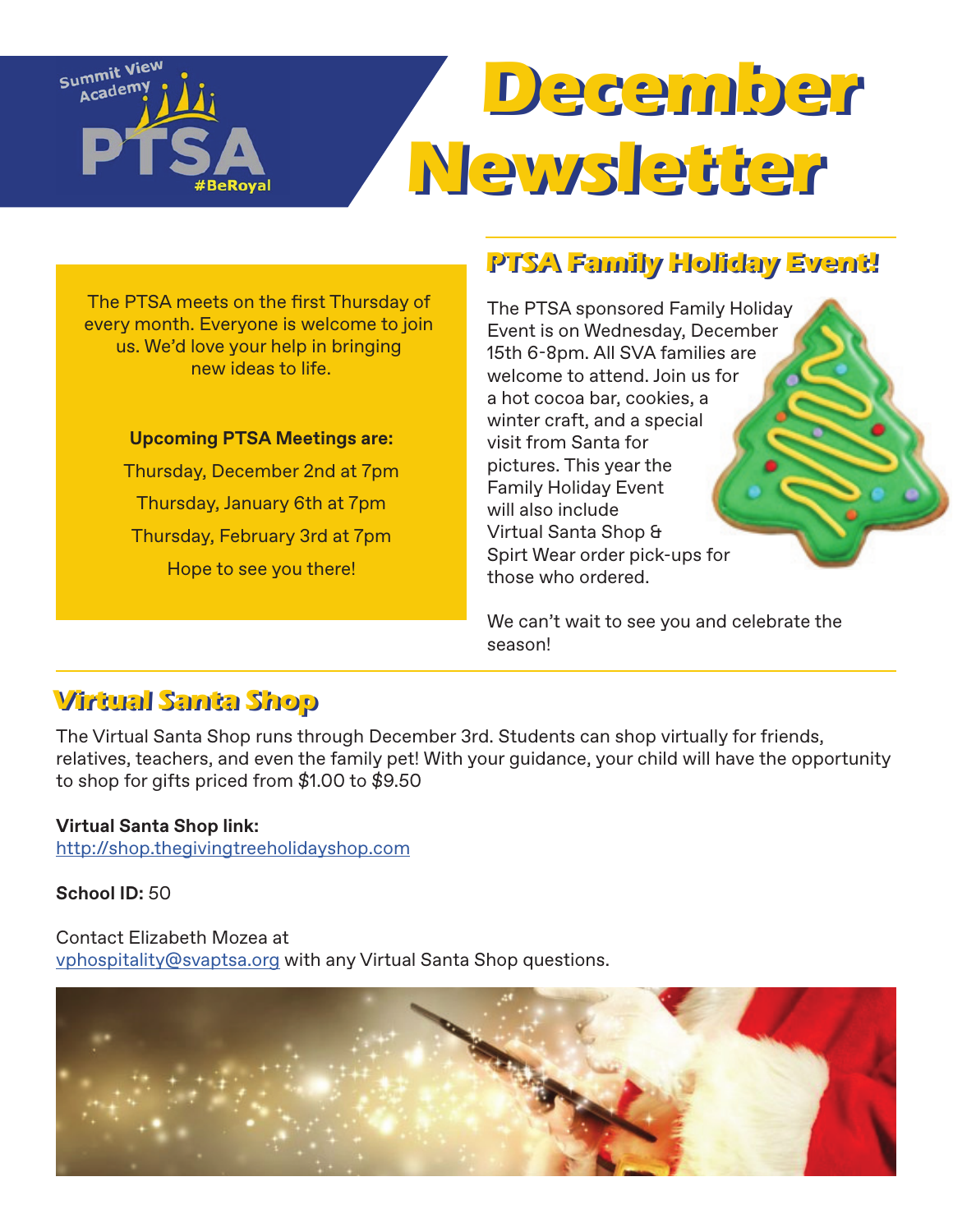Summit View Academy PTSA #BeRoyal

# December Newsletter

The PTSA meets on the first Thursday of every month. Everyone is welcome to join us. We'd love your help in bringing new ideas to life.

**Upcoming PTSA Meetings are:**

Thursday, December 2nd at 7pm

Thursday, January 6th at 7pm

Thursday, February 3rd at 7pm

Hope to see you there!

## PTSA Family Holiday Event!

The PTSA sponsored Family Holiday Event is on Wednesday, December 15th 6-8pm. All SVA families are welcome to attend. Join us for a hot cocoa bar, cookies, a winter craft, and a special visit from Santa for pictures. This year the Family Holiday Event will also include Virtual Santa Shop & Spirt Wear order pick-ups for those who ordered.

We can't wait to see you and celebrate the season!

## Virtual Santa Shop

The Virtual Santa Shop runs through December 3rd. Students can shop virtually for friends, relatives, teachers, and even the family pet! With your guidance, your child will have the opportunity to shop for gifts priced from $1.00 to $9.50

**Virtual Santa Shop link:**
http://shop.thegivingtreeholidayshop.com

**School ID:** 50

Contact Elizabeth Mozea at
vphospitality@svaptsa.org with any Virtual Santa Shop questions.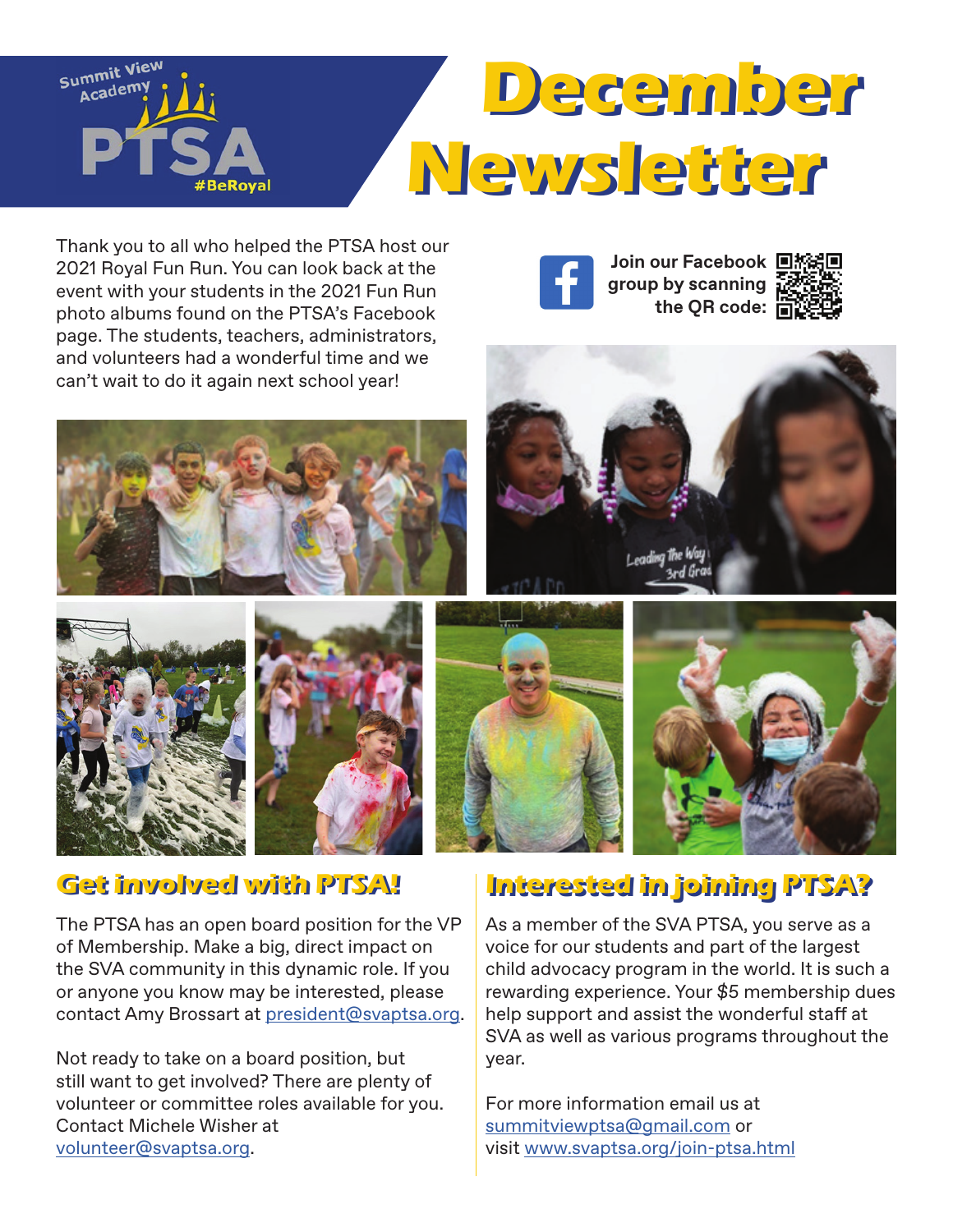Summit View Academy PTSA #BeRoyal

# December Newsletter

Thank you to all who helped the PTSA host our 2021 Royal Fun Run. You can look back at the event with your students in the 2021 Fun Run photo albums found on the PTSA's Facebook page. The students, teachers, administrators, and volunteers had a wonderful time and we can't wait to do it again next school year!

**Join our Facebook group by scanning the QR code:**

## Get involved with PTSA!

The PTSA has an open board position for the VP of Membership. Make a big, direct impact on the SVA community in this dynamic role. If you or anyone you know may be interested, please contact Amy Brossart at president@svaptsa.org.

Not ready to take on a board position, but still want to get involved? There are plenty of volunteer or committee roles available for you. Contact Michele Wisher at volunteer@svaptsa.org.

## Interested in joining PTSA?

As a member of the SVA PTSA, you serve as a voice for our students and part of the largest child advocacy program in the world. It is such a rewarding experience. Your $5 membership dues help support and assist the wonderful staff at SVA as well as various programs throughout the year.

For more information email us at summitviewptsa@gmail.com or visit www.svaptsa.org/join-ptsa.html